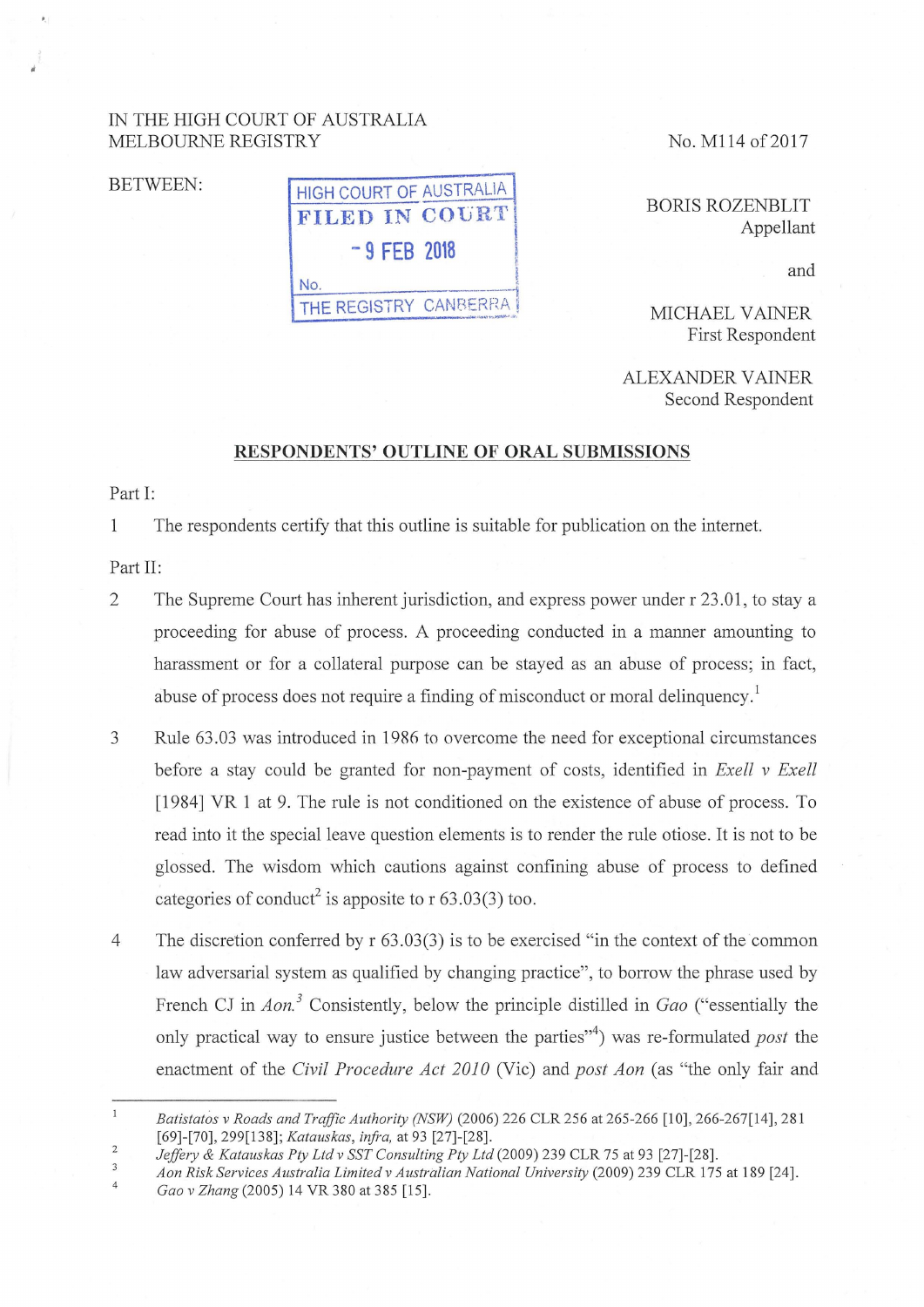IN THE HIGH COURT OF AUSTRALIA
MELBOURNE REGISTRY

No. M114 of 2017

BETWEEN:

HIGH COURT OF AUSTRALIA
FILED IN COURT
- 9 FEB 2018
No.
THE REGISTRY CANBERRA

BORIS ROZENBLIT
Appellant

and

MICHAEL VAINER
First Respondent

ALEXANDER VAINER
Second Respondent

**RESPONDENTS' OUTLINE OF ORAL SUBMISSIONS**

Part I:

1 The respondents certify that this outline is suitable for publication on the internet.

Part II:

2 The Supreme Court has inherent jurisdiction, and express power under r 23.01, to stay a proceeding for abuse of process. A proceeding conducted in a manner amounting to harassment or for a collateral purpose can be stayed as an abuse of process; in fact, abuse of process does not require a finding of misconduct or moral delinquency.[1]

3 Rule 63.03 was introduced in 1986 to overcome the need for exceptional circumstances before a stay could be granted for non-payment of costs, identified in *Exell v Exell* [1984] VR 1 at 9. The rule is not conditioned on the existence of abuse of process. To read into it the special leave question elements is to render the rule otiose. It is not to be glossed. The wisdom which cautions against confining abuse of process to defined categories of conduct[2] is apposite to r 63.03(3) too.

4 The discretion conferred by r 63.03(3) is to be exercised "in the context of the common law adversarial system as qualified by changing practice", to borrow the phrase used by French CJ in *Aon.*[3] Consistently, below the principle distilled in *Gao* ("essentially the only practical way to ensure justice between the parties"[4]) was re-formulated *post* the enactment of the *Civil Procedure Act 2010* (Vic) and *post Aon* (as "the only fair and

---

1 *Batistatos v Roads and Traffic Authority (NSW)* (2006) 226 CLR 256 at 265-266 [10], 266-267[14], 281 [69]-[70], 299[138]; *Katauskas, infra,* at 93 [27]-[28].

2 *Jeffery & Katauskas Pty Ltd v SST Consulting Pty Ltd* (2009) 239 CLR 75 at 93 [27]-[28].

3 *Aon Risk Services Australia Limited v Australian National University* (2009) 239 CLR 175 at 189 [24].

4 *Gao v Zhang* (2005) 14 VR 380 at 385 [15].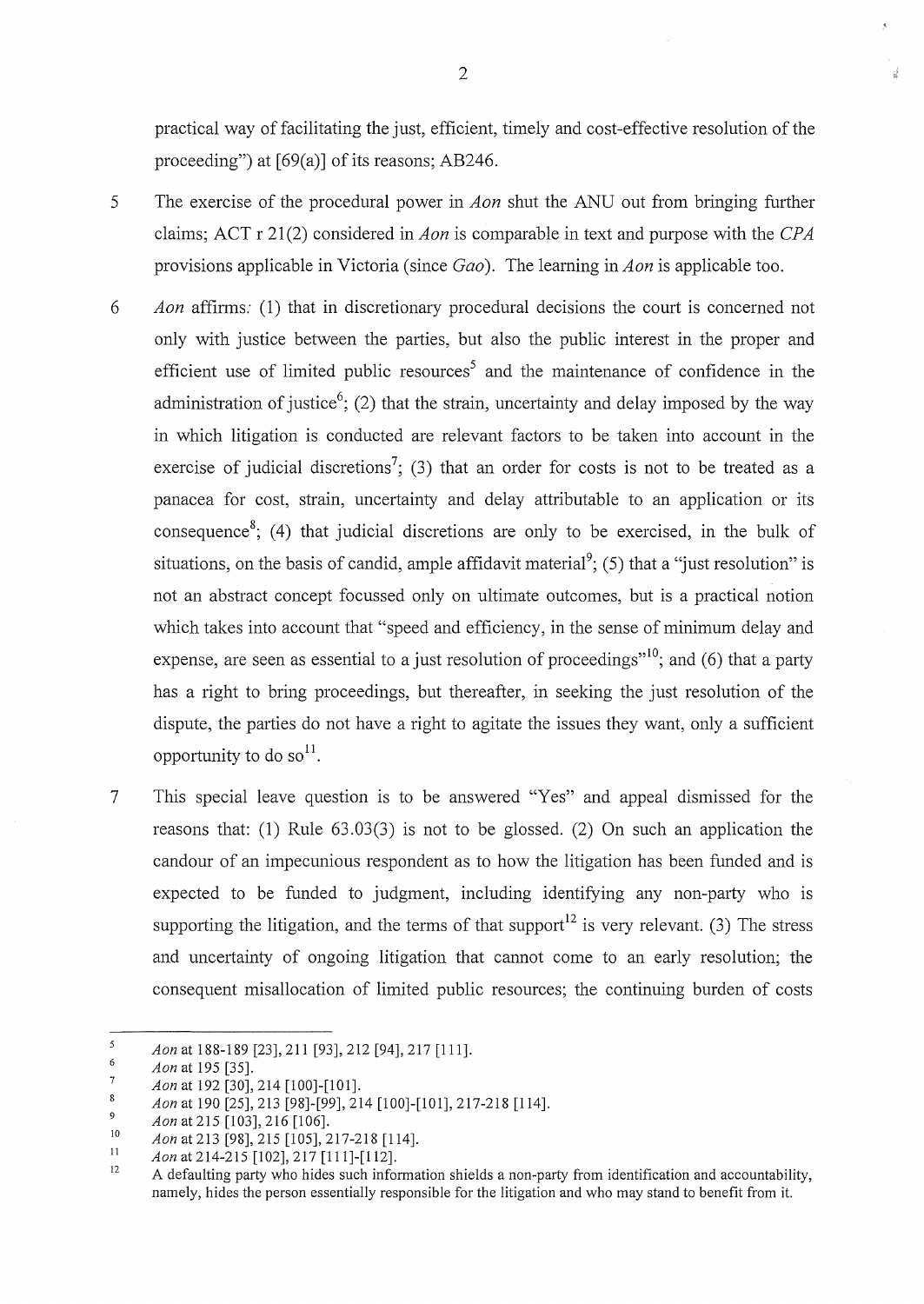practical way of facilitating the just, efficient, timely and cost-effective resolution of the proceeding") at [69(a)] of its reasons; AB246.

5 The exercise of the procedural power in *Aon* shut the ANU out from bringing further claims; ACT r 21(2) considered in *Aon* is comparable in text and purpose with the *CPA* provisions applicable in Victoria (since *Gao*). The learning in *Aon* is applicable too.

6 *Aon* affirms: (1) that in discretionary procedural decisions the court is concerned not only with justice between the parties, but also the public interest in the proper and efficient use of limited public resources[5] and the maintenance of confidence in the administration of justice[6]; (2) that the strain, uncertainty and delay imposed by the way in which litigation is conducted are relevant factors to be taken into account in the exercise of judicial discretions[7]; (3) that an order for costs is not to be treated as a panacea for cost, strain, uncertainty and delay attributable to an application or its consequence[8]; (4) that judicial discretions are only to be exercised, in the bulk of situations, on the basis of candid, ample affidavit material[9]; (5) that a "just resolution" is not an abstract concept focussed only on ultimate outcomes, but is a practical notion which takes into account that "speed and efficiency, in the sense of minimum delay and expense, are seen as essential to a just resolution of proceedings"[10]; and (6) that a party has a right to bring proceedings, but thereafter, in seeking the just resolution of the dispute, the parties do not have a right to agitate the issues they want, only a sufficient opportunity to do so[11].

7 This special leave question is to be answered "Yes" and appeal dismissed for the reasons that: (1) Rule 63.03(3) is not to be glossed. (2) On such an application the candour of an impecunious respondent as to how the litigation has been funded and is expected to be funded to judgment, including identifying any non-party who is supporting the litigation, and the terms of that support[12] is very relevant. (3) The stress and uncertainty of ongoing litigation that cannot come to an early resolution; the consequent misallocation of limited public resources; the continuing burden of costs

---

[5] *Aon* at 188-189 [23], 211 [93], 212 [94], 217 [111].

[6] *Aon* at 195 [35].

[7] *Aon* at 192 [30], 214 [100]-[101].

[8] *Aon* at 190 [25], 213 [98]-[99], 214 [100]-[101], 217-218 [114].

[9] *Aon* at 215 [103], 216 [106].

[10] *Aon* at 213 [98], 215 [105], 217-218 [114].

[11] *Aon* at 214-215 [102], 217 [111]-[112].

[12] A defaulting party who hides such information shields a non-party from identification and accountability, namely, hides the person essentially responsible for the litigation and who may stand to benefit from it.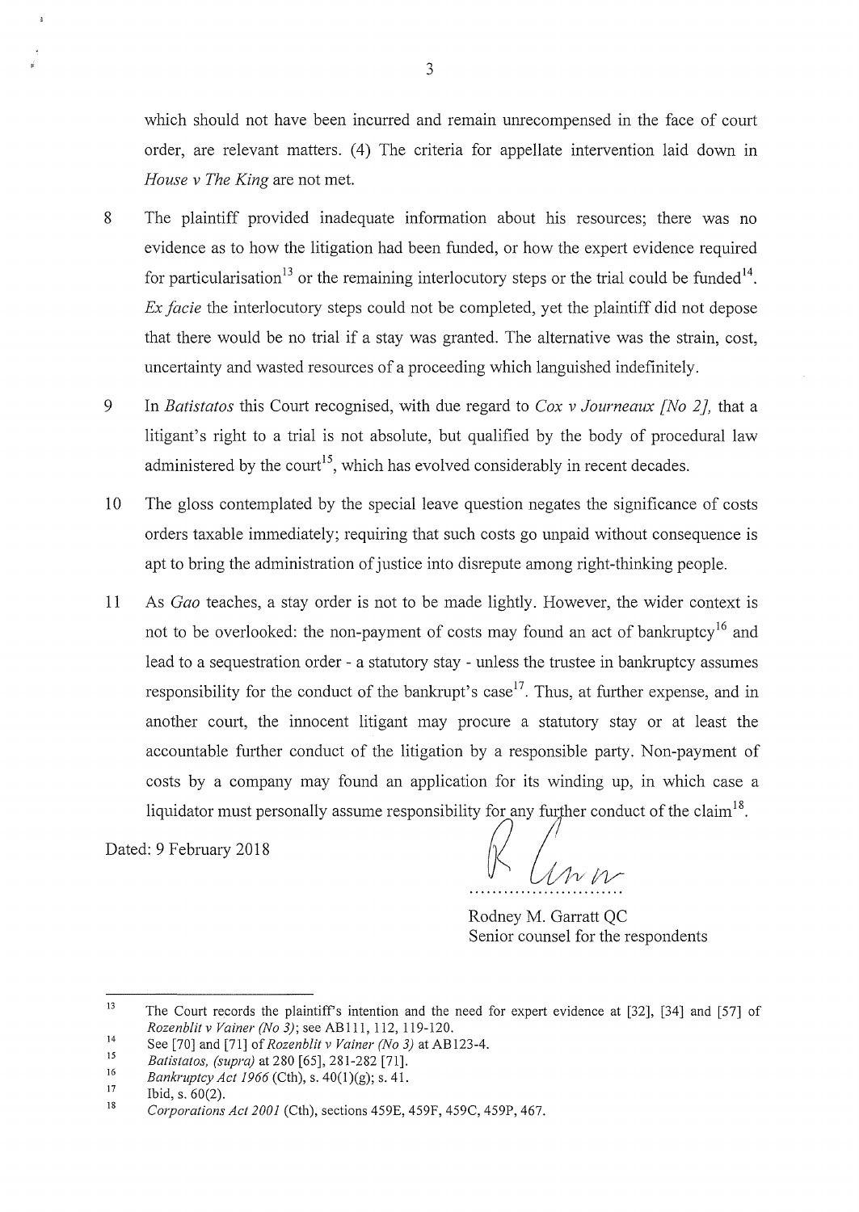which should not have been incurred and remain unrecompensed in the face of court order, are relevant matters. (4) The criteria for appellate intervention laid down in *House v The King* are not met.

8 The plaintiff provided inadequate information about his resources; there was no evidence as to how the litigation had been funded, or how the expert evidence required for particularisation[13] or the remaining interlocutory steps or the trial could be funded[14]. *Ex facie* the interlocutory steps could not be completed, yet the plaintiff did not depose that there would be no trial if a stay was granted. The alternative was the strain, cost, uncertainty and wasted resources of a proceeding which languished indefinitely.

9 In *Batistatos* this Court recognised, with due regard to *Cox v Journeaux [No 2],* that a litigant's right to a trial is not absolute, but qualified by the body of procedural law administered by the court[15], which has evolved considerably in recent decades.

10 The gloss contemplated by the special leave question negates the significance of costs orders taxable immediately; requiring that such costs go unpaid without consequence is apt to bring the administration of justice into disrepute among right-thinking people.

11 As *Gao* teaches, a stay order is not to be made lightly. However, the wider context is not to be overlooked: the non-payment of costs may found an act of bankruptcy[16] and lead to a sequestration order - a statutory stay - unless the trustee in bankruptcy assumes responsibility for the conduct of the bankrupt's case[17]. Thus, at further expense, and in another court, the innocent litigant may procure a statutory stay or at least the accountable further conduct of the litigation by a responsible party. Non-payment of costs by a company may found an application for its winding up, in which case a liquidator must personally assume responsibility for any further conduct of the claim[18].

Dated: 9 February 2018

Rodney M. Garratt QC
Senior counsel for the respondents

---

[13] The Court records the plaintiff's intention and the need for expert evidence at [32], [34] and [57] of *Rozenblit v Vainer (No 3)*; see AB111, 112, 119-120.

[14] See [70] and [71] of *Rozenblit v Vainer (No 3)* at AB123-4.

[15] *Batistatos, (supra)* at 280 [65], 281-282 [71].

[16] *Bankruptcy Act 1966* (Cth), s. 40(1)(g); s. 41.

[17] Ibid, s. 60(2).

[18] *Corporations Act 2001* (Cth), sections 459E, 459F, 459C, 459P, 467.